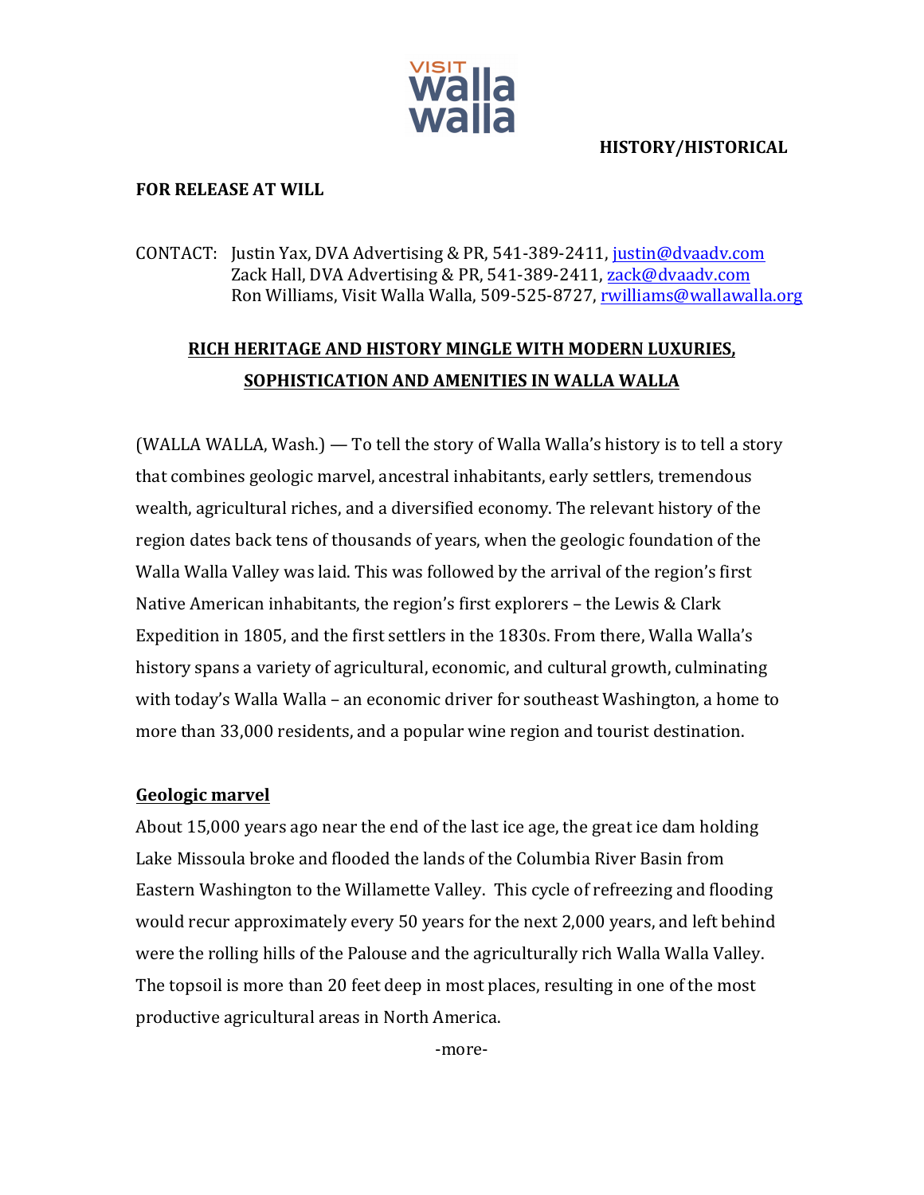VISIT walla walla

**HISTORY/HISTORICAL**

**FOR RELEASE AT WILL**

CONTACT: Justin Yax, DVA Advertising & PR, 541-389-2411, justin@dvaadv.com
Zack Hall, DVA Advertising & PR, 541-389-2411, zack@dvaadv.com
Ron Williams, Visit Walla Walla, 509-525-8727, rwilliams@wallawalla.org

# RICH HERITAGE AND HISTORY MINGLE WITH MODERN LUXURIES, SOPHISTICATION AND AMENITIES IN WALLA WALLA

(WALLA WALLA, Wash.) — To tell the story of Walla Walla's history is to tell a story that combines geologic marvel, ancestral inhabitants, early settlers, tremendous wealth, agricultural riches, and a diversified economy. The relevant history of the region dates back tens of thousands of years, when the geologic foundation of the Walla Walla Valley was laid. This was followed by the arrival of the region's first Native American inhabitants, the region's first explorers – the Lewis & Clark Expedition in 1805, and the first settlers in the 1830s. From there, Walla Walla's history spans a variety of agricultural, economic, and cultural growth, culminating with today's Walla Walla – an economic driver for southeast Washington, a home to more than 33,000 residents, and a popular wine region and tourist destination.

## Geologic marvel

About 15,000 years ago near the end of the last ice age, the great ice dam holding Lake Missoula broke and flooded the lands of the Columbia River Basin from Eastern Washington to the Willamette Valley. This cycle of refreezing and flooding would recur approximately every 50 years for the next 2,000 years, and left behind were the rolling hills of the Palouse and the agriculturally rich Walla Walla Valley. The topsoil is more than 20 feet deep in most places, resulting in one of the most productive agricultural areas in North America.

-more-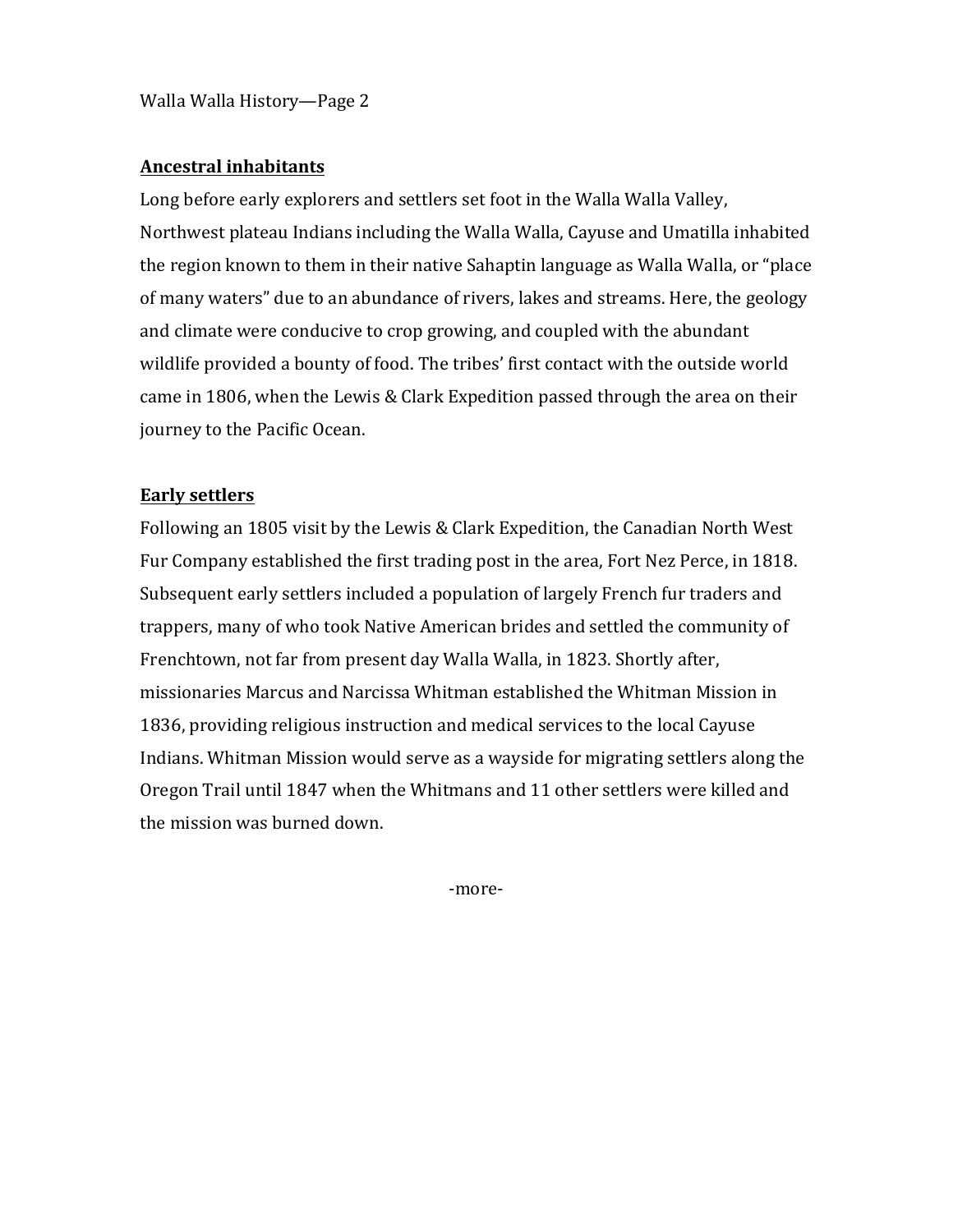## Ancestral inhabitants

Long before early explorers and settlers set foot in the Walla Walla Valley, Northwest plateau Indians including the Walla Walla, Cayuse and Umatilla inhabited the region known to them in their native Sahaptin language as Walla Walla, or "place of many waters" due to an abundance of rivers, lakes and streams. Here, the geology and climate were conducive to crop growing, and coupled with the abundant wildlife provided a bounty of food. The tribes' first contact with the outside world came in 1806, when the Lewis & Clark Expedition passed through the area on their journey to the Pacific Ocean.

## Early settlers

Following an 1805 visit by the Lewis & Clark Expedition, the Canadian North West Fur Company established the first trading post in the area, Fort Nez Perce, in 1818. Subsequent early settlers included a population of largely French fur traders and trappers, many of who took Native American brides and settled the community of Frenchtown, not far from present day Walla Walla, in 1823. Shortly after, missionaries Marcus and Narcissa Whitman established the Whitman Mission in 1836, providing religious instruction and medical services to the local Cayuse Indians. Whitman Mission would serve as a wayside for migrating settlers along the Oregon Trail until 1847 when the Whitmans and 11 other settlers were killed and the mission was burned down.

-more-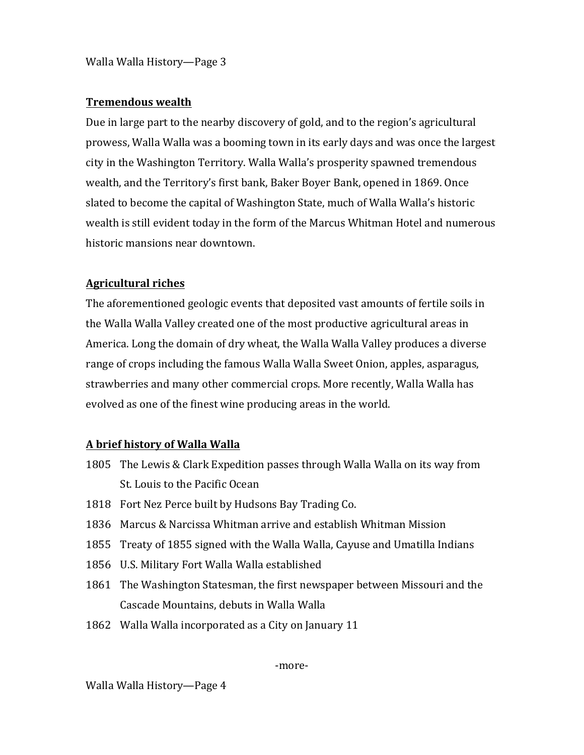## Tremendous wealth

Due in large part to the nearby discovery of gold, and to the region's agricultural prowess, Walla Walla was a booming town in its early days and was once the largest city in the Washington Territory. Walla Walla's prosperity spawned tremendous wealth, and the Territory's first bank, Baker Boyer Bank, opened in 1869. Once slated to become the capital of Washington State, much of Walla Walla's historic wealth is still evident today in the form of the Marcus Whitman Hotel and numerous historic mansions near downtown.

## Agricultural riches

The aforementioned geologic events that deposited vast amounts of fertile soils in the Walla Walla Valley created one of the most productive agricultural areas in America. Long the domain of dry wheat, the Walla Walla Valley produces a diverse range of crops including the famous Walla Walla Sweet Onion, apples, asparagus, strawberries and many other commercial crops. More recently, Walla Walla has evolved as one of the finest wine producing areas in the world.

## A brief history of Walla Walla

- 1805 The Lewis & Clark Expedition passes through Walla Walla on its way from St. Louis to the Pacific Ocean
- 1818 Fort Nez Perce built by Hudsons Bay Trading Co.
- 1836 Marcus & Narcissa Whitman arrive and establish Whitman Mission
- 1855 Treaty of 1855 signed with the Walla Walla, Cayuse and Umatilla Indians
- 1856 U.S. Military Fort Walla Walla established
- 1861 The Washington Statesman, the first newspaper between Missouri and the Cascade Mountains, debuts in Walla Walla
- 1862 Walla Walla incorporated as a City on January 11

-more-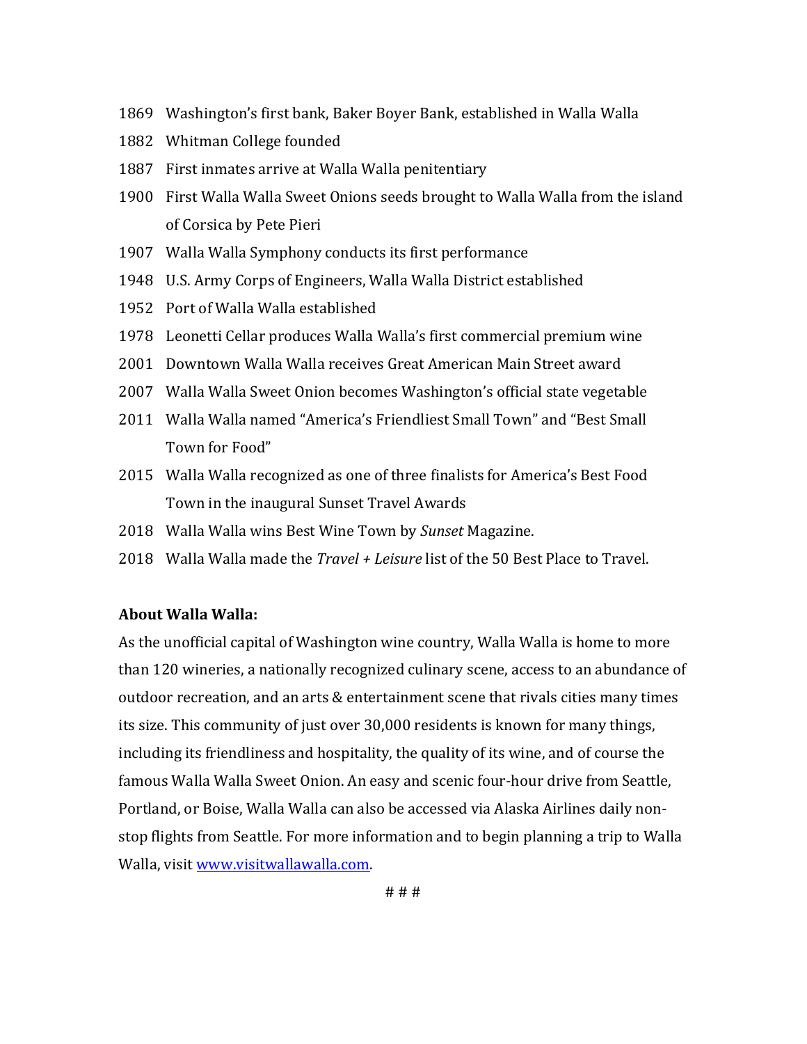1869 Washington's first bank, Baker Boyer Bank, established in Walla Walla

1882 Whitman College founded

1887 First inmates arrive at Walla Walla penitentiary

1900 First Walla Walla Sweet Onions seeds brought to Walla Walla from the island of Corsica by Pete Pieri

1907 Walla Walla Symphony conducts its first performance

1948 U.S. Army Corps of Engineers, Walla Walla District established

1952 Port of Walla Walla established

1978 Leonetti Cellar produces Walla Walla's first commercial premium wine

2001 Downtown Walla Walla receives Great American Main Street award

2007 Walla Walla Sweet Onion becomes Washington's official state vegetable

2011 Walla Walla named "America's Friendliest Small Town" and "Best Small Town for Food"

2015 Walla Walla recognized as one of three finalists for America's Best Food Town in the inaugural Sunset Travel Awards

2018 Walla Walla wins Best Wine Town by *Sunset* Magazine.

2018 Walla Walla made the *Travel + Leisure* list of the 50 Best Place to Travel.

**About Walla Walla:**

As the unofficial capital of Washington wine country, Walla Walla is home to more than 120 wineries, a nationally recognized culinary scene, access to an abundance of outdoor recreation, and an arts & entertainment scene that rivals cities many times its size. This community of just over 30,000 residents is known for many things, including its friendliness and hospitality, the quality of its wine, and of course the famous Walla Walla Sweet Onion. An easy and scenic four-hour drive from Seattle, Portland, or Boise, Walla Walla can also be accessed via Alaska Airlines daily non-stop flights from Seattle. For more information and to begin planning a trip to Walla Walla, visit [www.visitwallawalla.com](http://www.visitwallawalla.com).

# # #